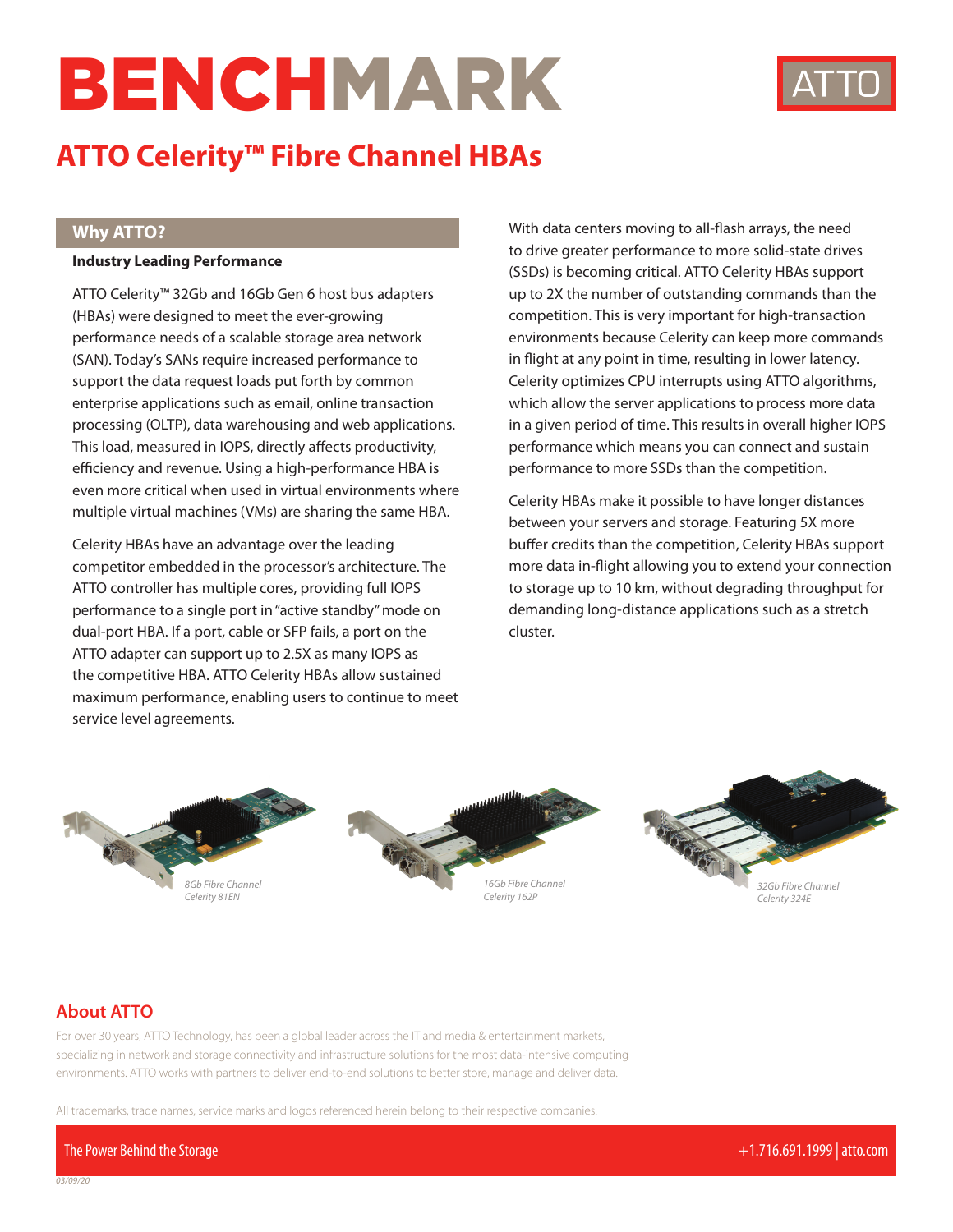# BENCHMARK

ATTO

## ATTO Celerity™ Fibre Channel HBAs

### Why ATTO?

**Industry Leading Performance**

ATTO Celerity™ 32Gb and 16Gb Gen 6 host bus adapters (HBAs) were designed to meet the ever-growing performance needs of a scalable storage area network (SAN). Today's SANs require increased performance to support the data request loads put forth by common enterprise applications such as email, online transaction processing (OLTP), data warehousing and web applications. This load, measured in IOPS, directly affects productivity, efficiency and revenue. Using a high-performance HBA is even more critical when used in virtual environments where multiple virtual machines (VMs) are sharing the same HBA.

Celerity HBAs have an advantage over the leading competitor embedded in the processor's architecture. The ATTO controller has multiple cores, providing full IOPS performance to a single port in "active standby" mode on dual-port HBA. If a port, cable or SFP fails, a port on the ATTO adapter can support up to 2.5X as many IOPS as the competitive HBA. ATTO Celerity HBAs allow sustained maximum performance, enabling users to continue to meet service level agreements.

With data centers moving to all-flash arrays, the need to drive greater performance to more solid-state drives (SSDs) is becoming critical. ATTO Celerity HBAs support up to 2X the number of outstanding commands than the competition. This is very important for high-transaction environments because Celerity can keep more commands in flight at any point in time, resulting in lower latency. Celerity optimizes CPU interrupts using ATTO algorithms, which allow the server applications to process more data in a given period of time. This results in overall higher IOPS performance which means you can connect and sustain performance to more SSDs than the competition.

Celerity HBAs make it possible to have longer distances between your servers and storage. Featuring 5X more buffer credits than the competition, Celerity HBAs support more data in-flight allowing you to extend your connection to storage up to 10 km, without degrading throughput for demanding long-distance applications such as a stretch cluster.

*8Gb Fibre Channel Celerity 81EN*

*16Gb Fibre Channel Celerity 162P*

*32Gb Fibre Channel Celerity 324E*

## About ATTO

For over 30 years, ATTO Technology, has been a global leader across the IT and media & entertainment markets, specializing in network and storage connectivity and infrastructure solutions for the most data-intensive computing environments. ATTO works with partners to deliver end-to-end solutions to better store, manage and deliver data.

All trademarks, trade names, service marks and logos referenced herein belong to their respective companies.

The Power Behind the Storage

+1.716.691.1999 | atto.com

03/09/20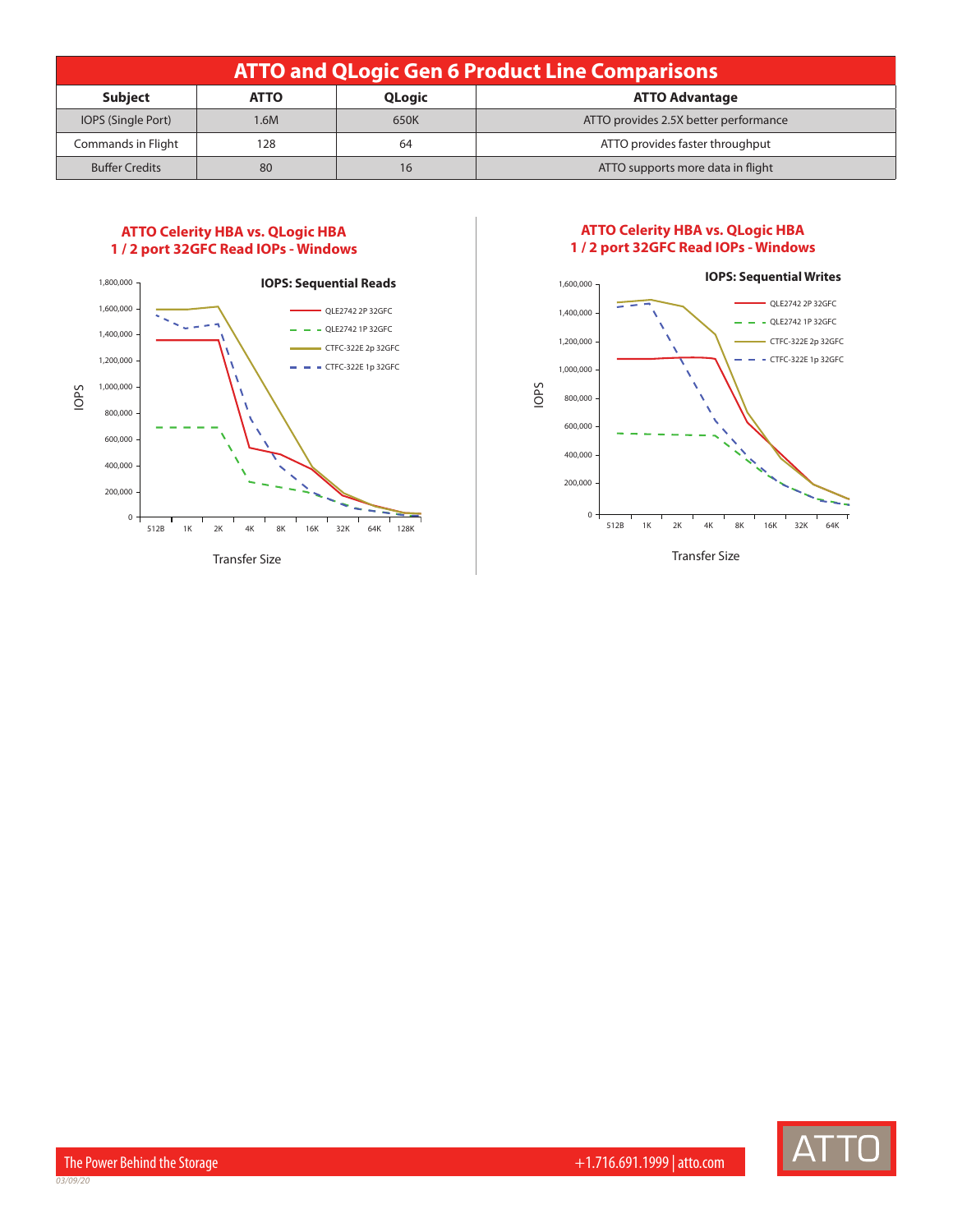| ATTO and QLogic Gen 6 Product Line Comparisons | | | |
|---|---|---|---|
| **Subject** | **ATTO** | **QLogic** | **ATTO Advantage** |
| IOPS (Single Port) | 1.6M | 650K | ATTO provides 2.5X better performance |
| Commands in Flight | 128 | 64 | ATTO provides faster throughput |
| Buffer Credits | 80 | 16 | ATTO supports more data in flight |

**ATTO Celerity HBA vs. QLogic HBA**
**1 / 2 port 32GFC Read IOPs - Windows**

IOPS: Sequential Reads

QLE2742 2P 32GFC
QLE2742 1P 32GFC
CTFC-322E 2p 32GFC
CTFC-322E 1p 32GFC

IOPS

1,800,000
1,600,000
1,400,000
1,200,000
1,000,000
800,000
600,000
400,000
200,000
0

512B 1K 2K 4K 8K 16K 32K 64K 128K

Transfer Size

**ATTO Celerity HBA vs. QLogic HBA**
**1 / 2 port 32GFC Read IOPs - Windows**

IOPS: Sequential Writes

QLE2742 2P 32GFC
QLE2742 1P 32GFC
CTFC-322E 2p 32GFC
CTFC-322E 1p 32GFC

IOPS

1,600,000
1,400,000
1,200,000
1,000,000
800,000
600,000
400,000
200,000
0

512B 1K 2K 4K 8K 16K 32K 64K

Transfer Size

The Power Behind the Storage

+1.716.691.1999 | atto.com

03/09/20